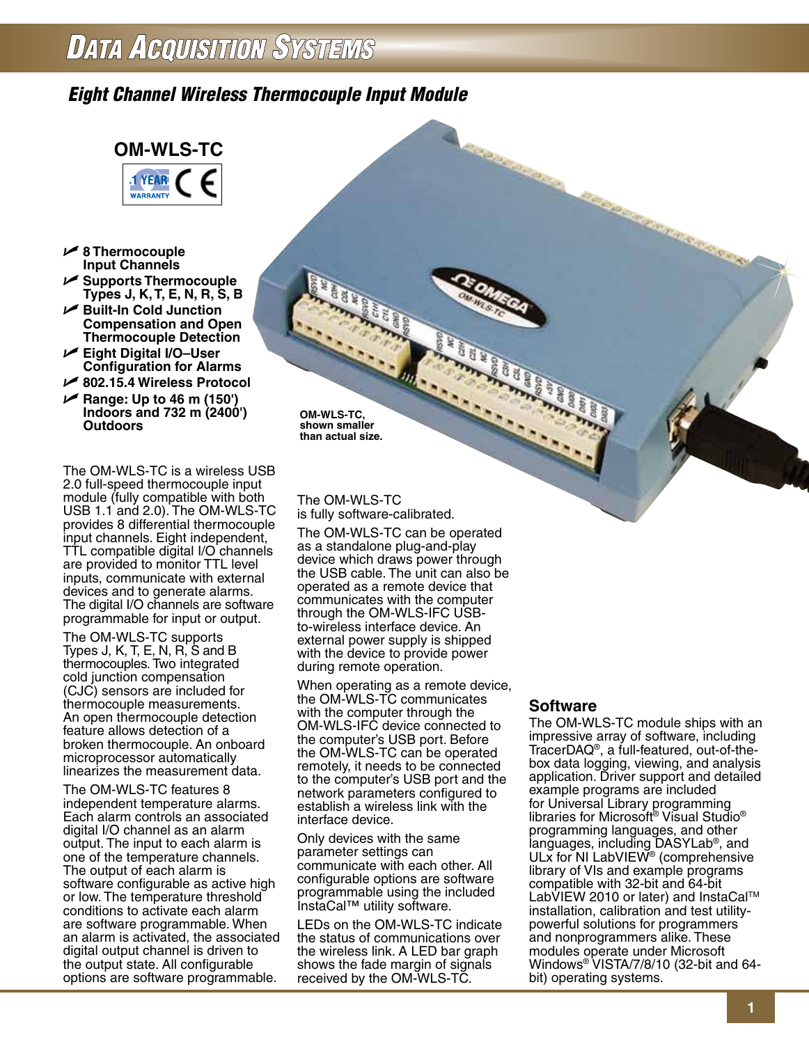# Data Acquisition Systems

## Eight Channel Wireless Thermocouple Input Module

### OM-WLS-TC

1 YEAR WARRANTY CE

- **8 Thermocouple Input Channels**
- **Supports Thermocouple Types J, K, T, E, N, R, S, B**
- **Built-In Cold Junction Compensation and Open Thermocouple Detection**
- **Eight Digital I/O–User Configuration for Alarms**
- **802.15.4 Wireless Protocol**
- **Range: Up to 46 m (150') Indoors and 732 m (2400') Outdoors**

**OM-WLS-TC, shown smaller than actual size.**

The OM-WLS-TC is a wireless USB 2.0 full-speed thermocouple input module (fully compatible with both USB 1.1 and 2.0). The OM-WLS-TC provides 8 differential thermocouple input channels. Eight independent, TTL compatible digital I/O channels are provided to monitor TTL level inputs, communicate with external devices and to generate alarms. The digital I/O channels are software programmable for input or output.

The OM-WLS-TC supports Types J, K, T, E, N, R, S and B thermocouples. Two integrated cold junction compensation (CJC) sensors are included for thermocouple measurements. An open thermocouple detection feature allows detection of a broken thermocouple. An onboard microprocessor automatically linearizes the measurement data.

The OM-WLS-TC features 8 independent temperature alarms. Each alarm controls an associated digital I/O channel as an alarm output. The input to each alarm is one of the temperature channels. The output of each alarm is software configurable as active high or low. The temperature threshold conditions to activate each alarm are software programmable. When an alarm is activated, the associated digital output channel is driven to the output state. All configurable options are software programmable.

The OM-WLS-TC is fully software-calibrated.

The OM-WLS-TC can be operated as a standalone plug-and-play device which draws power through the USB cable. The unit can also be operated as a remote device that communicates with the computer through the OM-WLS-IFC USB-to-wireless interface device. An external power supply is shipped with the device to provide power during remote operation.

When operating as a remote device, the OM-WLS-TC communicates with the computer through the OM-WLS-IFC device connected to the computer's USB port. Before the OM-WLS-TC can be operated remotely, it needs to be connected to the computer's USB port and the network parameters configured to establish a wireless link with the interface device.

Only devices with the same parameter settings can communicate with each other. All configurable options are software programmable using the included InstaCal™ utility software.

LEDs on the OM-WLS-TC indicate the status of communications over the wireless link. A LED bar graph shows the fade margin of signals received by the OM-WLS-TC.

### Software

The OM-WLS-TC module ships with an impressive array of software, including TracerDAQ®, a full-featured, out-of-the-box data logging, viewing, and analysis application. Driver support and detailed example programs are included for Universal Library programming libraries for Microsoft® Visual Studio® programming languages, and other languages, including DASYLab®, and ULx for NI LabVIEW® (comprehensive library of VIs and example programs compatible with 32-bit and 64-bit LabVIEW 2010 or later) and InstaCal™ installation, calibration and test utility-powerful solutions for programmers and nonprogrammers alike. These modules operate under Microsoft Windows® VISTA/7/8/10 (32-bit and 64-bit) operating systems.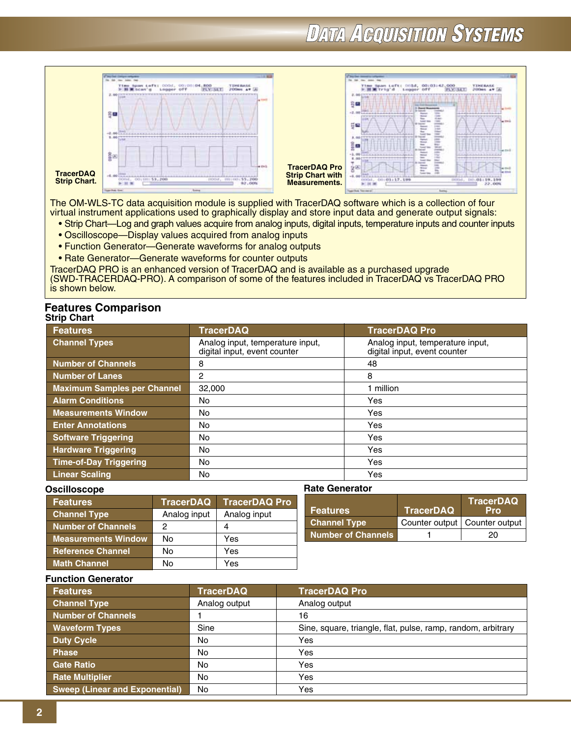TracerDAQ Strip Chart.

TracerDAQ Pro Strip Chart with Measurements.

The OM-WLS-TC data acquisition module is supplied with TracerDAQ software which is a collection of four virtual instrument applications used to graphically display and store input data and generate output signals:

- Strip Chart—Log and graph values acquire from analog inputs, digital inputs, temperature inputs and counter inputs
- Oscilloscope—Display values acquired from analog inputs
- Function Generator—Generate waveforms for analog outputs
- Rate Generator—Generate waveforms for counter outputs

TracerDAQ PRO is an enhanced version of TracerDAQ and is available as a purchased upgrade (SWD-TRACERDAQ-PRO). A comparison of some of the features included in TracerDAQ vs TracerDAQ PRO is shown below.

## Features Comparison

### Strip Chart

| Features | TracerDAQ | TracerDAQ Pro |
|---|---|---|
| Channel Types | Analog input, temperature input, digital input, event counter | Analog input, temperature input, digital input, event counter |
| Number of Channels | 8 | 48 |
| Number of Lanes | 2 | 8 |
| Maximum Samples per Channel | 32,000 | 1 million |
| Alarm Conditions | No | Yes |
| Measurements Window | No | Yes |
| Enter Annotations | No | Yes |
| Software Triggering | No | Yes |
| Hardware Triggering | No | Yes |
| Time-of-Day Triggering | No | Yes |
| Linear Scaling | No | Yes |

### Oscilloscope

| Features | TracerDAQ | TracerDAQ Pro |
|---|---|---|
| Channel Type | Analog input | Analog input |
| Number of Channels | 2 | 4 |
| Measurements Window | No | Yes |
| Reference Channel | No | Yes |
| Math Channel | No | Yes |

### Rate Generator

| Features | TracerDAQ | TracerDAQ Pro |
|---|---|---|
| Channel Type | Counter output | Counter output |
| Number of Channels | 1 | 20 |

### Function Generator

| Features | TracerDAQ | TracerDAQ Pro |
|---|---|---|
| Channel Type | Analog output | Analog output |
| Number of Channels | 1 | 16 |
| Waveform Types | Sine | Sine, square, triangle, flat, pulse, ramp, random, arbitrary |
| Duty Cycle | No | Yes |
| Phase | No | Yes |
| Gate Ratio | No | Yes |
| Rate Multiplier | No | Yes |
| Sweep (Linear and Exponential) | No | Yes |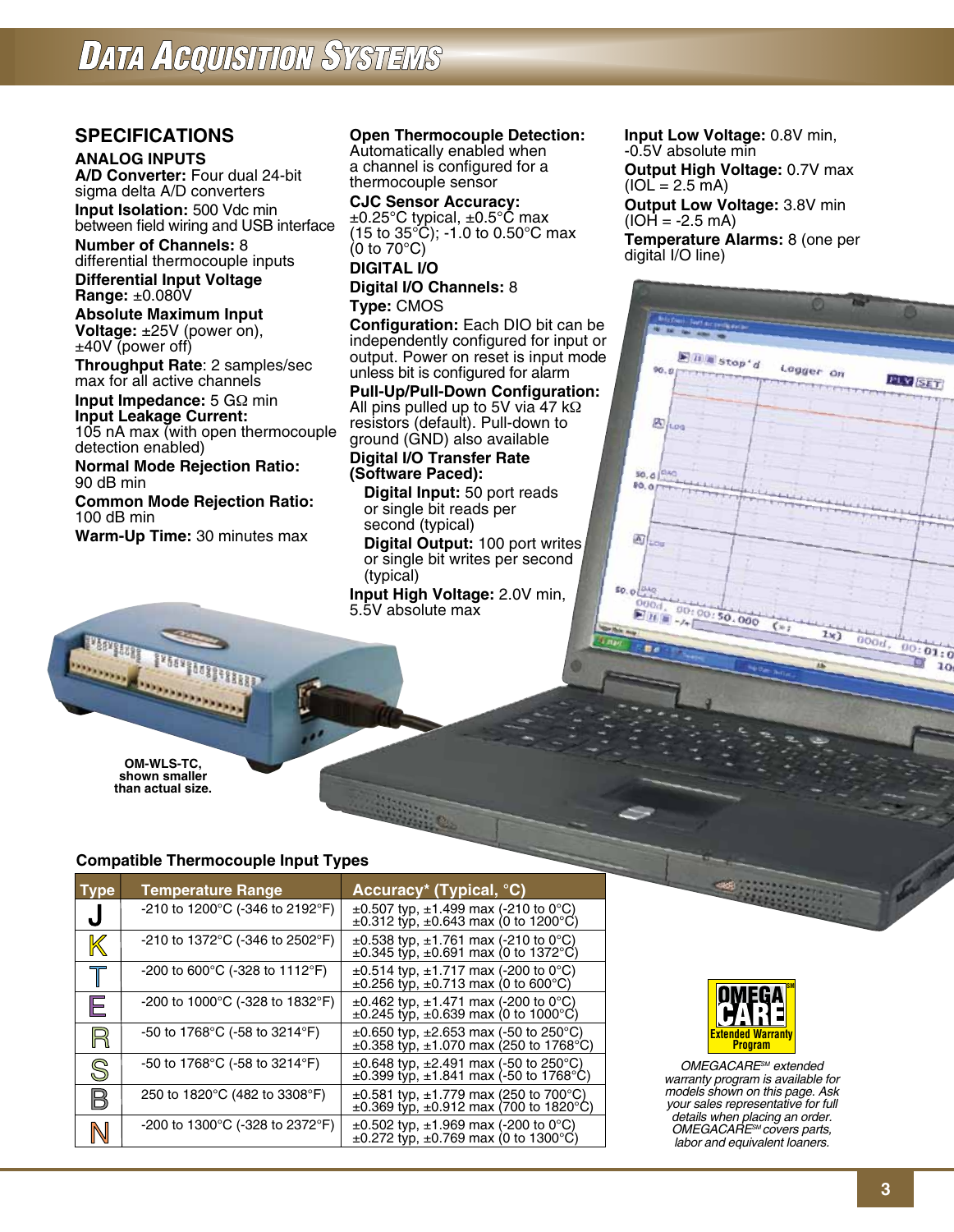## SPECIFICATIONS

### ANALOG INPUTS

**A/D Converter:** Four dual 24-bit sigma delta A/D converters

**Input Isolation:** 500 Vdc min between field wiring and USB interface

**Number of Channels:** 8 differential thermocouple inputs

**Differential Input Voltage Range:** ±0.080V

**Absolute Maximum Input Voltage:** ±25V (power on), ±40V (power off)

**Throughput Rate**: 2 samples/sec max for all active channels

**Input Impedance:** 5 GΩ min

**Input Leakage Current:** 105 nA max (with open thermocouple detection enabled)

**Normal Mode Rejection Ratio:** 90 dB min

**Common Mode Rejection Ratio:** 100 dB min

**Warm-Up Time:** 30 minutes max

**Open Thermocouple Detection:** Automatically enabled when a channel is configured for a thermocouple sensor

**CJC Sensor Accuracy:** ±0.25°C typical, ±0.5°C max (15 to 35°C); -1.0 to 0.50°C max (0 to 70°C)

### DIGITAL I/O

**Digital I/O Channels:** 8

**Type:** CMOS

**Configuration:** Each DIO bit can be independently configured for input or output. Power on reset is input mode unless bit is configured for alarm

**Pull-Up/Pull-Down Configuration:** All pins pulled up to 5V via 47 kΩ resistors (default). Pull-down to ground (GND) also available

**Digital I/O Transfer Rate (Software Paced):**

- **Digital Input:** 50 port reads or single bit reads per second (typical)
- **Digital Output:** 100 port writes or single bit writes per second (typical)

**Input High Voltage:** 2.0V min, 5.5V absolute max

**Input Low Voltage:** 0.8V min, -0.5V absolute min

**Output High Voltage:** 0.7V max (IOL = 2.5 mA)

**Output Low Voltage:** 3.8V min (IOH = -2.5 mA)

**Temperature Alarms:** 8 (one per digital I/O line)

OM-WLS-TC, shown smaller than actual size.

**Compatible Thermocouple Input Types**

| Type | Temperature Range | Accuracy* (Typical, °C) |
|---|---|---|
| J | -210 to 1200°C (-346 to 2192°F) | ±0.507 typ, ±1.499 max (-210 to 0°C)<br>±0.312 typ, ±0.643 max (0 to 1200°C) |
| K | -210 to 1372°C (-346 to 2502°F) | ±0.538 typ, ±1.761 max (-210 to 0°C)<br>±0.345 typ, ±0.691 max (0 to 1372°C) |
| T | -200 to 600°C (-328 to 1112°F) | ±0.514 typ, ±1.717 max (-200 to 0°C)<br>±0.256 typ, ±0.713 max (0 to 600°C) |
| E | -200 to 1000°C (-328 to 1832°F) | ±0.462 typ, ±1.471 max (-200 to 0°C)<br>±0.245 typ, ±0.639 max (0 to 1000°C) |
| R | -50 to 1768°C (-58 to 3214°F) | ±0.650 typ, ±2.653 max (-50 to 250°C)<br>±0.358 typ, ±1.070 max (250 to 1768°C) |
| S | -50 to 1768°C (-58 to 3214°F) | ±0.648 typ, ±2.491 max (-50 to 250°C)<br>±0.399 typ, ±1.841 max (-50 to 1768°C) |
| B | 250 to 1820°C (482 to 3308°F) | ±0.581 typ, ±1.779 max (250 to 700°C)<br>±0.369 typ, ±0.912 max (700 to 1820°C) |
| N | -200 to 1300°C (-328 to 2372°F) | ±0.502 typ, ±1.969 max (-200 to 0°C)<br>±0.272 typ, ±0.769 max (0 to 1300°C) |

OMEGA CARE Extended Warranty Program

*OMEGACARE℠ extended warranty program is available for models shown on this page. Ask your sales representative for full details when placing an order. OMEGACARE℠ covers parts, labor and equivalent loaners.*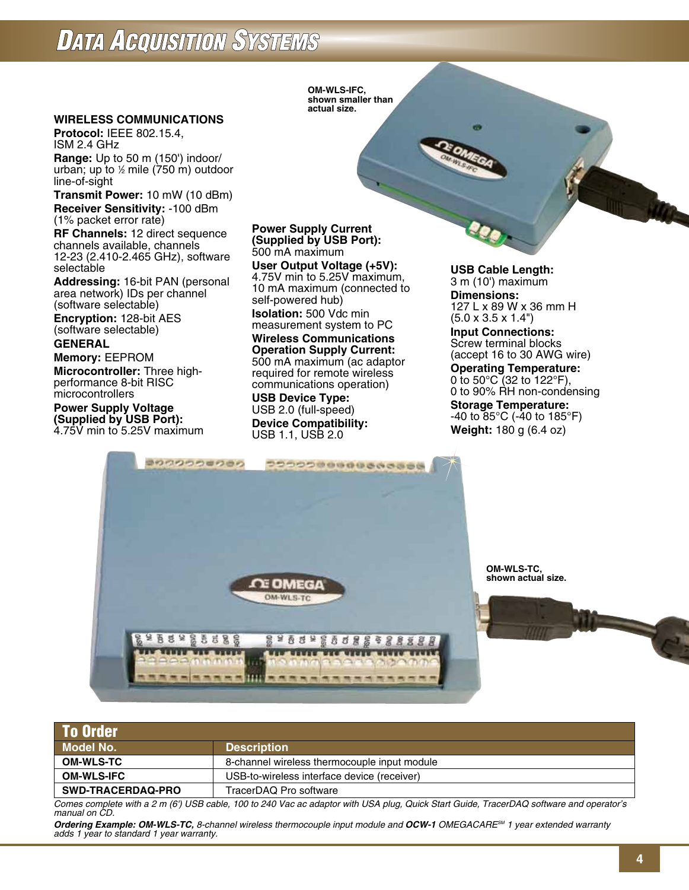# Data Acquisition Systems

OM-WLS-IFC, shown smaller than actual size.

**WIRELESS COMMUNICATIONS**

**Protocol:** IEEE 802.15.4, ISM 2.4 GHz

**Range:** Up to 50 m (150') indoor/ urban; up to ½ mile (750 m) outdoor line-of-sight

**Transmit Power:** 10 mW (10 dBm)

**Receiver Sensitivity:** -100 dBm (1% packet error rate)

**RF Channels:** 12 direct sequence channels available, channels 12-23 (2.410-2.465 GHz), software selectable

**Addressing:** 16-bit PAN (personal area network) IDs per channel (software selectable)

**Encryption:** 128-bit AES (software selectable)

**GENERAL**

**Memory:** EEPROM

**Microcontroller:** Three high-performance 8-bit RISC microcontrollers

**Power Supply Voltage (Supplied by USB Port):** 4.75V min to 5.25V maximum

**Power Supply Current (Supplied by USB Port):** 500 mA maximum

**User Output Voltage (+5V):** 4.75V min to 5.25V maximum, 10 mA maximum (connected to self-powered hub)

**Isolation:** 500 Vdc min measurement system to PC

**Wireless Communications Operation Supply Current:** 500 mA maximum (ac adaptor required for remote wireless communications operation)

**USB Device Type:** USB 2.0 (full-speed)

**Device Compatibility:** USB 1.1, USB 2.0

**USB Cable Length:** 3 m (10') maximum

**Dimensions:** 127 L x 89 W x 36 mm H (5.0 x 3.5 x 1.4")

**Input Connections:** Screw terminal blocks (accept 16 to 30 AWG wire)

**Operating Temperature:** 0 to 50°C (32 to 122°F), 0 to 90% RH non-condensing

**Storage Temperature:** -40 to 85°C (-40 to 185°F)

**Weight:** 180 g (6.4 oz)

OM-WLS-TC, shown actual size.

## To Order

| Model No. | Description |
|---|---|
| **OM-WLS-TC** | 8-channel wireless thermocouple input module |
| **OM-WLS-IFC** | USB-to-wireless interface device (receiver) |
| **SWD-TRACERDAQ-PRO** | TracerDAQ Pro software |

*Comes complete with a 2 m (6') USB cable, 100 to 240 Vac ac adaptor with USA plug, Quick Start Guide, TracerDAQ software and operator's manual on CD.*

***Ordering Example: OM-WLS-TC,** 8-channel wireless thermocouple input module and **OCW-1** OMEGACARE℠ 1 year extended warranty adds 1 year to standard 1 year warranty.*